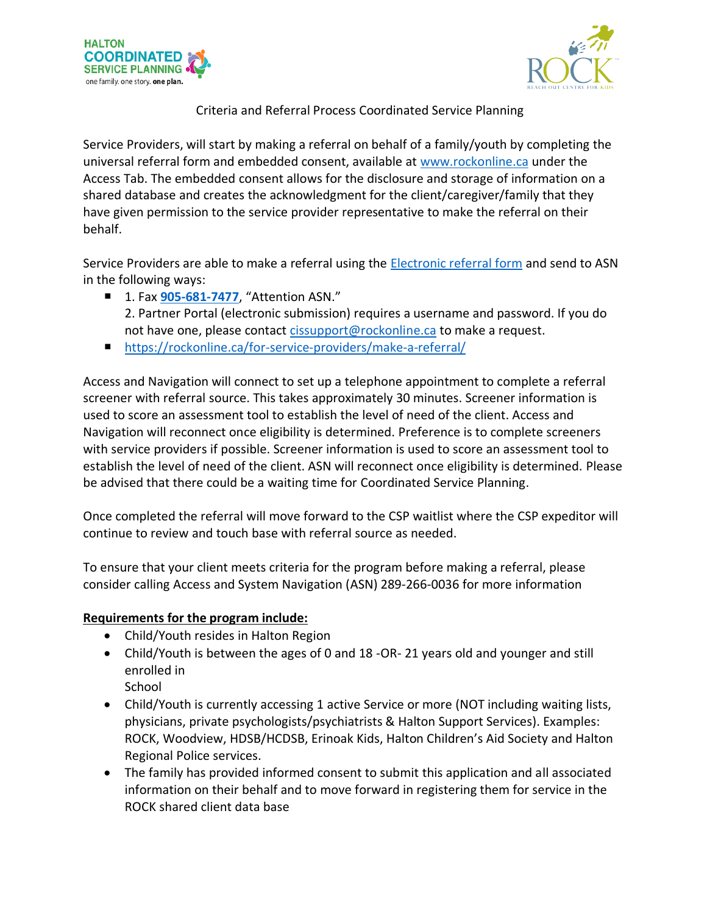HALTON COORDINATED SERVICE PLANNING
one family. one story. **one plan.**

ROCK
REACH OUT CENTRE FOR KIDS

Criteria and Referral Process Coordinated Service Planning

Service Providers, will start by making a referral on behalf of a family/youth by completing the universal referral form and embedded consent, available at [www.rockonline.ca](http://www.rockonline.ca) under the Access Tab. The embedded consent allows for the disclosure and storage of information on a shared database and creates the acknowledgment for the client/caregiver/family that they have given permission to the service provider representative to make the referral on their behalf.

Service Providers are able to make a referral using the Electronic referral form and send to ASN in the following ways:

- 1. Fax **905-681-7477**, "Attention ASN."
  2. Partner Portal (electronic submission) requires a username and password. If you do not have one, please contact cissupport@rockonline.ca to make a request.
- https://rockonline.ca/for-service-providers/make-a-referral/

Access and Navigation will connect to set up a telephone appointment to complete a referral screener with referral source. This takes approximately 30 minutes. Screener information is used to score an assessment tool to establish the level of need of the client. Access and Navigation will reconnect once eligibility is determined. Preference is to complete screeners with service providers if possible. Screener information is used to score an assessment tool to establish the level of need of the client. ASN will reconnect once eligibility is determined. Please be advised that there could be a waiting time for Coordinated Service Planning.

Once completed the referral will move forward to the CSP waitlist where the CSP expeditor will continue to review and touch base with referral source as needed.

To ensure that your client meets criteria for the program before making a referral, please consider calling Access and System Navigation (ASN) 289-266-0036 for more information

**<u>Requirements for the program include:</u>**

- Child/Youth resides in Halton Region
- Child/Youth is between the ages of 0 and 18 -OR- 21 years old and younger and still enrolled in School
- Child/Youth is currently accessing 1 active Service or more (NOT including waiting lists, physicians, private psychologists/psychiatrists & Halton Support Services). Examples: ROCK, Woodview, HDSB/HCDSB, Erinoak Kids, Halton Children's Aid Society and Halton Regional Police services.
- The family has provided informed consent to submit this application and all associated information on their behalf and to move forward in registering them for service in the ROCK shared client data base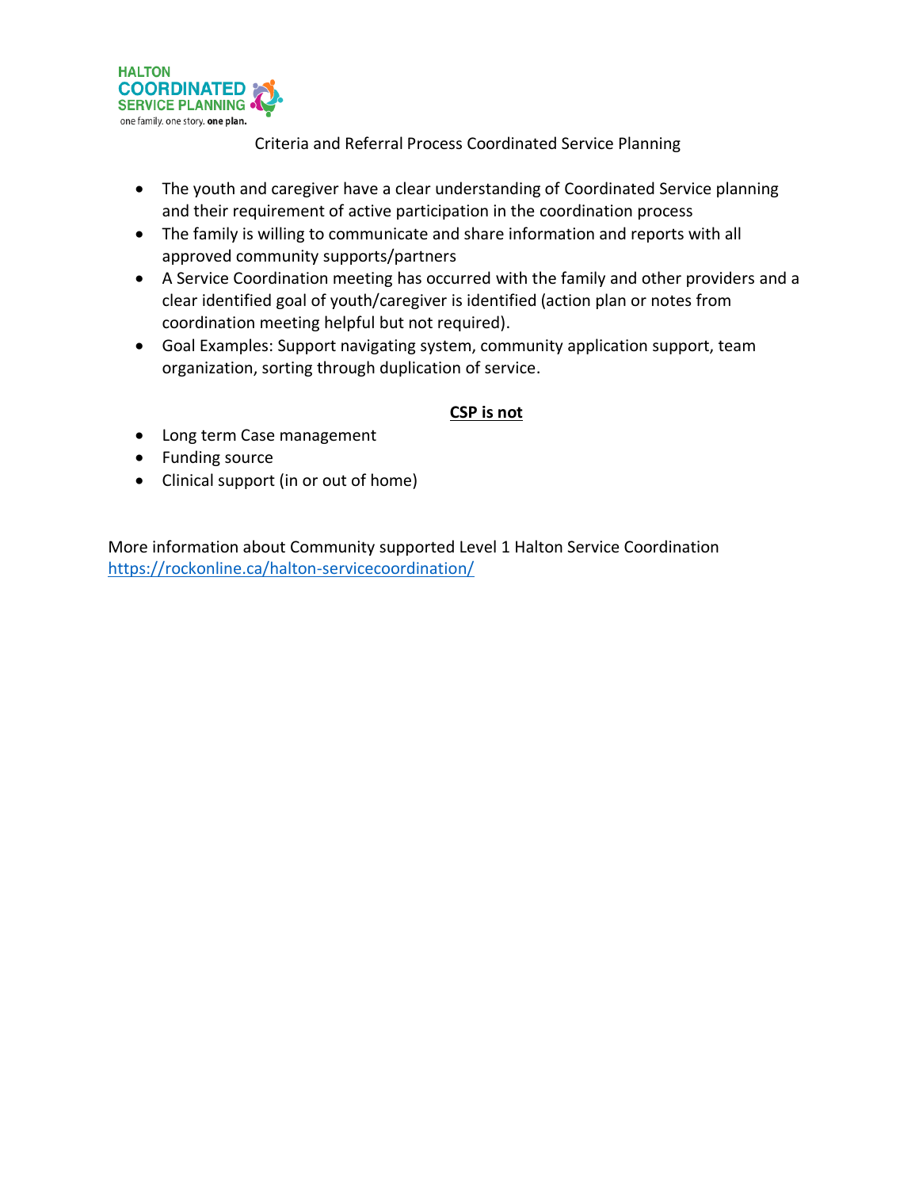HALTON COORDINATED SERVICE PLANNING

one family. one story. **one plan.**

Criteria and Referral Process Coordinated Service Planning

- The youth and caregiver have a clear understanding of Coordinated Service planning and their requirement of active participation in the coordination process
- The family is willing to communicate and share information and reports with all approved community supports/partners
- A Service Coordination meeting has occurred with the family and other providers and a clear identified goal of youth/caregiver is identified (action plan or notes from coordination meeting helpful but not required).
- Goal Examples: Support navigating system, community application support, team organization, sorting through duplication of service.

**CSP is not**

- Long term Case management
- Funding source
- Clinical support (in or out of home)

More information about Community supported Level 1 Halton Service Coordination
https://rockonline.ca/halton-servicecoordination/